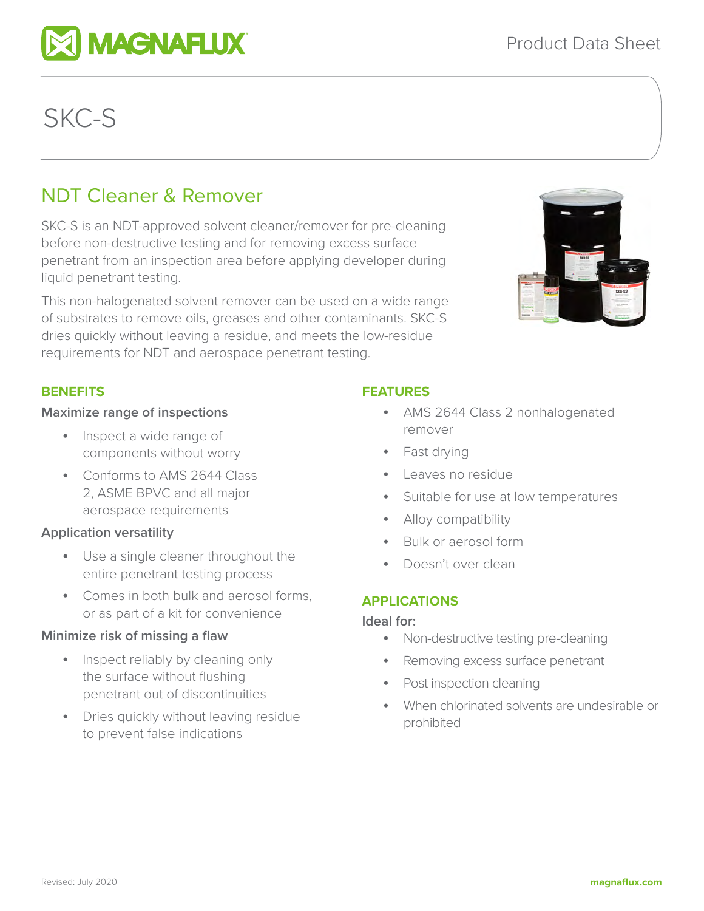# SKC-S

## NDT Cleaner & Remover

SKC-S is an NDT-approved solvent cleaner/remover for pre-cleaning before non-destructive testing and for removing excess surface penetrant from an inspection area before applying developer during liquid penetrant testing.

This non-halogenated solvent remover can be used on a wide range of substrates to remove oils, greases and other contaminants. SKC-S dries quickly without leaving a residue, and meets the low-residue requirements for NDT and aerospace penetrant testing.

### BENEFITS

**Maximize range of inspections**

- Inspect a wide range of components without worry
- Conforms to AMS 2644 Class 2, ASME BPVC and all major aerospace requirements

**Application versatility**

- Use a single cleaner throughout the entire penetrant testing process
- Comes in both bulk and aerosol forms, or as part of a kit for convenience

**Minimize risk of missing a flaw**

- Inspect reliably by cleaning only the surface without flushing penetrant out of discontinuities
- Dries quickly without leaving residue to prevent false indications

### FEATURES

- AMS 2644 Class 2 nonhalogenated remover
- Fast drying
- Leaves no residue
- Suitable for use at low temperatures
- Alloy compatibility
- Bulk or aerosol form
- Doesn't over clean

### APPLICATIONS

**Ideal for:**

- Non-destructive testing pre-cleaning
- Removing excess surface penetrant
- Post inspection cleaning
- When chlorinated solvents are undesirable or prohibited

Revised: July 2020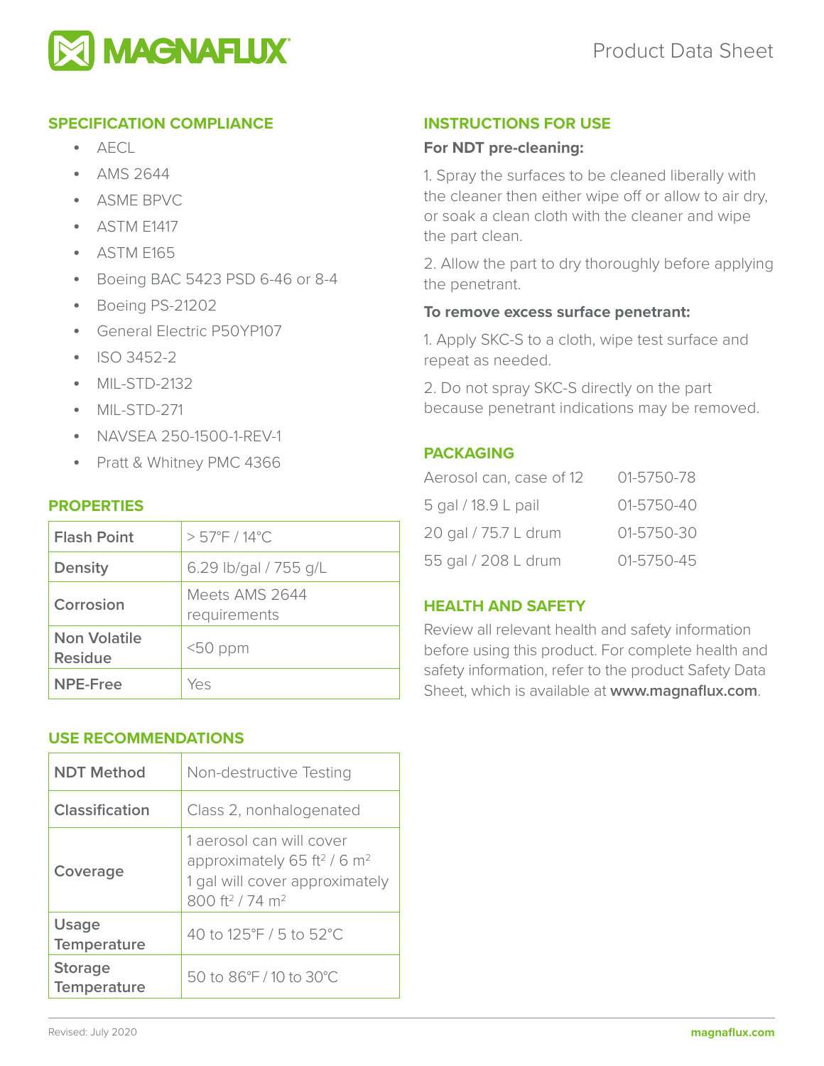## SPECIFICATION COMPLIANCE

- AECL
- AMS 2644
- ASME BPVC
- ASTM E1417
- ASTM E165
- Boeing BAC 5423 PSD 6-46 or 8-4
- Boeing PS-21202
- General Electric P50YP107
- ISO 3452-2
- MIL-STD-2132
- MIL-STD-271
- NAVSEA 250-1500-1-REV-1
- Pratt & Whitney PMC 4366

## PROPERTIES

| | |
|---|---|
| **Flash Point** | > 57°F / 14°C |
| **Density** | 6.29 lb/gal / 755 g/L |
| **Corrosion** | Meets AMS 2644 requirements |
| **Non Volatile Residue** | <50 ppm |
| **NPE-Free** | Yes |

## USE RECOMMENDATIONS

| | |
|---|---|
| **NDT Method** | Non-destructive Testing |
| **Classification** | Class 2, nonhalogenated |
| **Coverage** | 1 aerosol can will cover approximately 65 $ft^2$ / 6 $m^2$<br>1 gal will cover approximately 800 $ft^2$ / 74 $m^2$ |
| **Usage Temperature** | 40 to 125°F / 5 to 52°C |
| **Storage Temperature** | 50 to 86°F / 10 to 30°C |

## INSTRUCTIONS FOR USE

**For NDT pre-cleaning:**

1. Spray the surfaces to be cleaned liberally with the cleaner then either wipe off or allow to air dry, or soak a clean cloth with the cleaner and wipe the part clean.

2. Allow the part to dry thoroughly before applying the penetrant.

**To remove excess surface penetrant:**

1. Apply SKC-S to a cloth, wipe test surface and repeat as needed.

2. Do not spray SKC-S directly on the part because penetrant indications may be removed.

## PACKAGING

| | |
|---|---|
| Aerosol can, case of 12 | 01-5750-78 |
| 5 gal / 18.9 L pail | 01-5750-40 |
| 20 gal / 75.7 L drum | 01-5750-30 |
| 55 gal / 208 L drum | 01-5750-45 |

## HEALTH AND SAFETY

Review all relevant health and safety information before using this product. For complete health and safety information, refer to the product Safety Data Sheet, which is available at **www.magnaflux.com**.

Revised: July 2020